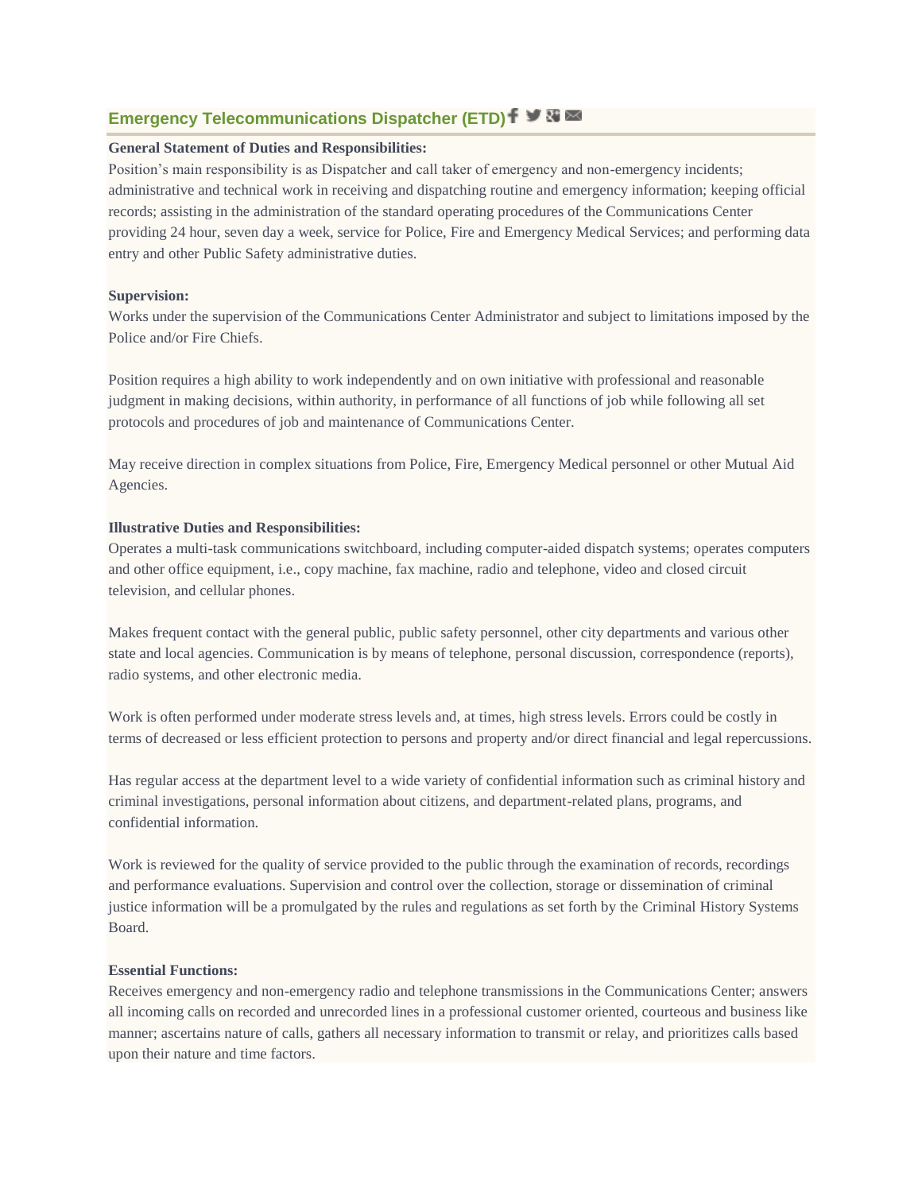## Emergency Telecommunications Dispatcher (ETD)

**General Statement of Duties and Responsibilities:**

Position's main responsibility is as Dispatcher and call taker of emergency and non-emergency incidents; administrative and technical work in receiving and dispatching routine and emergency information; keeping official records; assisting in the administration of the standard operating procedures of the Communications Center providing 24 hour, seven day a week, service for Police, Fire and Emergency Medical Services; and performing data entry and other Public Safety administrative duties.

**Supervision:**

Works under the supervision of the Communications Center Administrator and subject to limitations imposed by the Police and/or Fire Chiefs.

Position requires a high ability to work independently and on own initiative with professional and reasonable judgment in making decisions, within authority, in performance of all functions of job while following all set protocols and procedures of job and maintenance of Communications Center.

May receive direction in complex situations from Police, Fire, Emergency Medical personnel or other Mutual Aid Agencies.

**Illustrative Duties and Responsibilities:**

Operates a multi-task communications switchboard, including computer-aided dispatch systems; operates computers and other office equipment, i.e., copy machine, fax machine, radio and telephone, video and closed circuit television, and cellular phones.

Makes frequent contact with the general public, public safety personnel, other city departments and various other state and local agencies. Communication is by means of telephone, personal discussion, correspondence (reports), radio systems, and other electronic media.

Work is often performed under moderate stress levels and, at times, high stress levels. Errors could be costly in terms of decreased or less efficient protection to persons and property and/or direct financial and legal repercussions.

Has regular access at the department level to a wide variety of confidential information such as criminal history and criminal investigations, personal information about citizens, and department-related plans, programs, and confidential information.

Work is reviewed for the quality of service provided to the public through the examination of records, recordings and performance evaluations. Supervision and control over the collection, storage or dissemination of criminal justice information will be a promulgated by the rules and regulations as set forth by the Criminal History Systems Board.

**Essential Functions:**

Receives emergency and non-emergency radio and telephone transmissions in the Communications Center; answers all incoming calls on recorded and unrecorded lines in a professional customer oriented, courteous and business like manner; ascertains nature of calls, gathers all necessary information to transmit or relay, and prioritizes calls based upon their nature and time factors.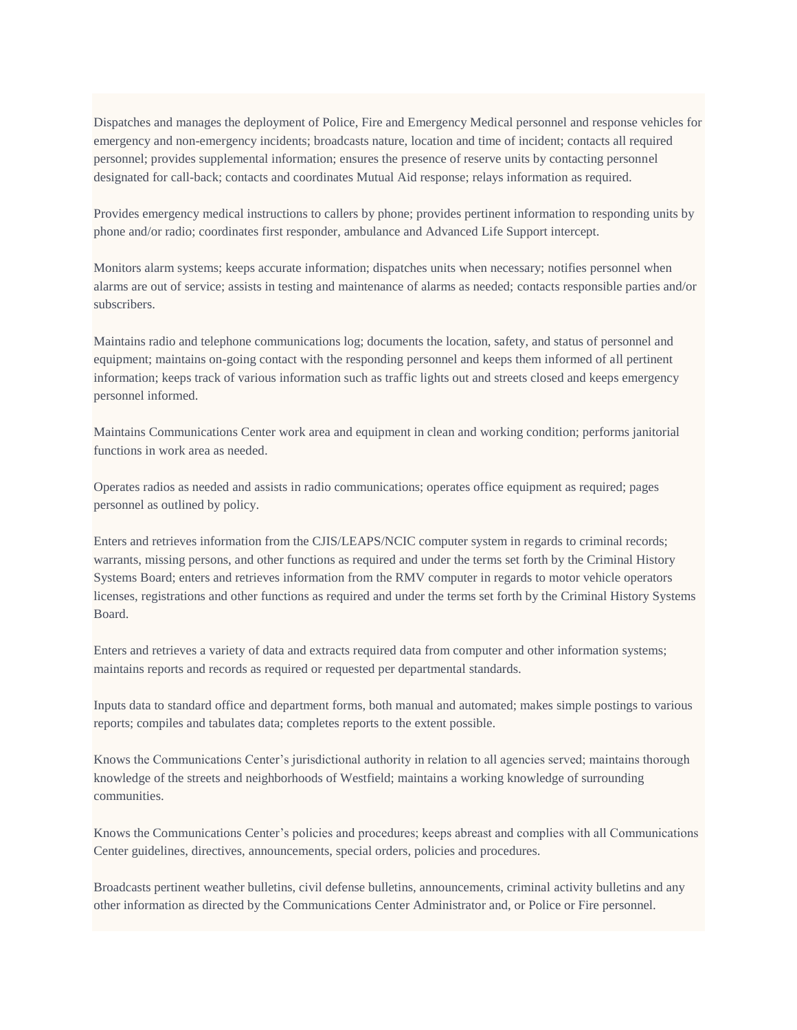Dispatches and manages the deployment of Police, Fire and Emergency Medical personnel and response vehicles for emergency and non-emergency incidents; broadcasts nature, location and time of incident; contacts all required personnel; provides supplemental information; ensures the presence of reserve units by contacting personnel designated for call-back; contacts and coordinates Mutual Aid response; relays information as required.

Provides emergency medical instructions to callers by phone; provides pertinent information to responding units by phone and/or radio; coordinates first responder, ambulance and Advanced Life Support intercept.

Monitors alarm systems; keeps accurate information; dispatches units when necessary; notifies personnel when alarms are out of service; assists in testing and maintenance of alarms as needed; contacts responsible parties and/or subscribers.

Maintains radio and telephone communications log; documents the location, safety, and status of personnel and equipment; maintains on-going contact with the responding personnel and keeps them informed of all pertinent information; keeps track of various information such as traffic lights out and streets closed and keeps emergency personnel informed.

Maintains Communications Center work area and equipment in clean and working condition; performs janitorial functions in work area as needed.

Operates radios as needed and assists in radio communications; operates office equipment as required; pages personnel as outlined by policy.

Enters and retrieves information from the CJIS/LEAPS/NCIC computer system in regards to criminal records; warrants, missing persons, and other functions as required and under the terms set forth by the Criminal History Systems Board; enters and retrieves information from the RMV computer in regards to motor vehicle operators licenses, registrations and other functions as required and under the terms set forth by the Criminal History Systems Board.

Enters and retrieves a variety of data and extracts required data from computer and other information systems; maintains reports and records as required or requested per departmental standards.

Inputs data to standard office and department forms, both manual and automated; makes simple postings to various reports; compiles and tabulates data; completes reports to the extent possible.

Knows the Communications Center's jurisdictional authority in relation to all agencies served; maintains thorough knowledge of the streets and neighborhoods of Westfield; maintains a working knowledge of surrounding communities.

Knows the Communications Center's policies and procedures; keeps abreast and complies with all Communications Center guidelines, directives, announcements, special orders, policies and procedures.

Broadcasts pertinent weather bulletins, civil defense bulletins, announcements, criminal activity bulletins and any other information as directed by the Communications Center Administrator and, or Police or Fire personnel.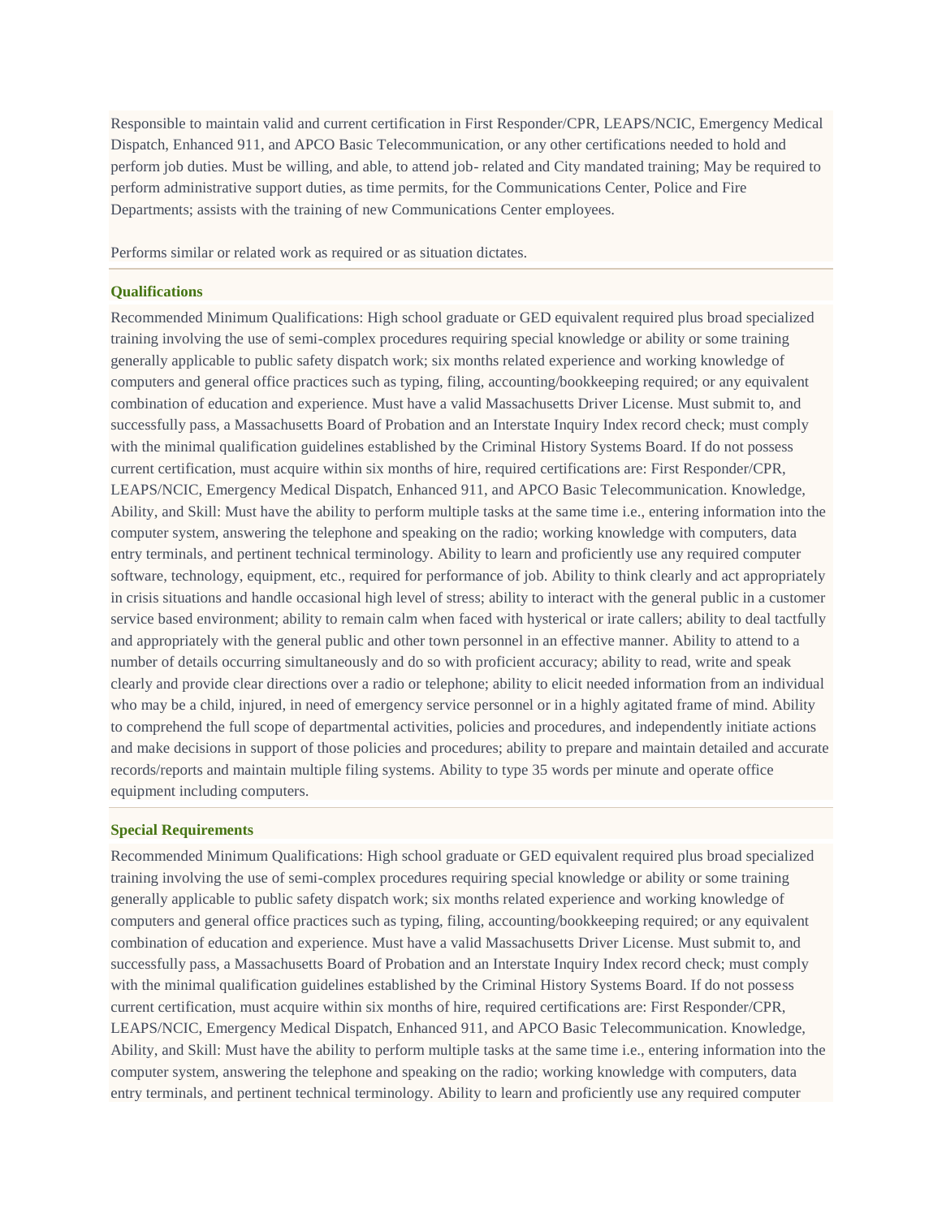Responsible to maintain valid and current certification in First Responder/CPR, LEAPS/NCIC, Emergency Medical Dispatch, Enhanced 911, and APCO Basic Telecommunication, or any other certifications needed to hold and perform job duties. Must be willing, and able, to attend job- related and City mandated training; May be required to perform administrative support duties, as time permits, for the Communications Center, Police and Fire Departments; assists with the training of new Communications Center employees.

Performs similar or related work as required or as situation dictates.

### Qualifications

Recommended Minimum Qualifications: High school graduate or GED equivalent required plus broad specialized training involving the use of semi-complex procedures requiring special knowledge or ability or some training generally applicable to public safety dispatch work; six months related experience and working knowledge of computers and general office practices such as typing, filing, accounting/bookkeeping required; or any equivalent combination of education and experience. Must have a valid Massachusetts Driver License. Must submit to, and successfully pass, a Massachusetts Board of Probation and an Interstate Inquiry Index record check; must comply with the minimal qualification guidelines established by the Criminal History Systems Board. If do not possess current certification, must acquire within six months of hire, required certifications are: First Responder/CPR, LEAPS/NCIC, Emergency Medical Dispatch, Enhanced 911, and APCO Basic Telecommunication. Knowledge, Ability, and Skill: Must have the ability to perform multiple tasks at the same time i.e., entering information into the computer system, answering the telephone and speaking on the radio; working knowledge with computers, data entry terminals, and pertinent technical terminology. Ability to learn and proficiently use any required computer software, technology, equipment, etc., required for performance of job. Ability to think clearly and act appropriately in crisis situations and handle occasional high level of stress; ability to interact with the general public in a customer service based environment; ability to remain calm when faced with hysterical or irate callers; ability to deal tactfully and appropriately with the general public and other town personnel in an effective manner. Ability to attend to a number of details occurring simultaneously and do so with proficient accuracy; ability to read, write and speak clearly and provide clear directions over a radio or telephone; ability to elicit needed information from an individual who may be a child, injured, in need of emergency service personnel or in a highly agitated frame of mind. Ability to comprehend the full scope of departmental activities, policies and procedures, and independently initiate actions and make decisions in support of those policies and procedures; ability to prepare and maintain detailed and accurate records/reports and maintain multiple filing systems. Ability to type 35 words per minute and operate office equipment including computers.

### Special Requirements

Recommended Minimum Qualifications: High school graduate or GED equivalent required plus broad specialized training involving the use of semi-complex procedures requiring special knowledge or ability or some training generally applicable to public safety dispatch work; six months related experience and working knowledge of computers and general office practices such as typing, filing, accounting/bookkeeping required; or any equivalent combination of education and experience. Must have a valid Massachusetts Driver License. Must submit to, and successfully pass, a Massachusetts Board of Probation and an Interstate Inquiry Index record check; must comply with the minimal qualification guidelines established by the Criminal History Systems Board. If do not possess current certification, must acquire within six months of hire, required certifications are: First Responder/CPR, LEAPS/NCIC, Emergency Medical Dispatch, Enhanced 911, and APCO Basic Telecommunication. Knowledge, Ability, and Skill: Must have the ability to perform multiple tasks at the same time i.e., entering information into the computer system, answering the telephone and speaking on the radio; working knowledge with computers, data entry terminals, and pertinent technical terminology. Ability to learn and proficiently use any required computer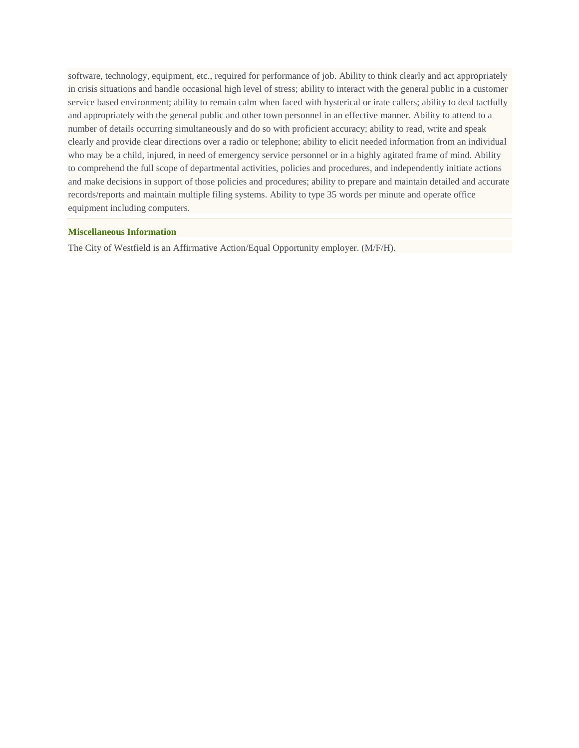software, technology, equipment, etc., required for performance of job. Ability to think clearly and act appropriately in crisis situations and handle occasional high level of stress; ability to interact with the general public in a customer service based environment; ability to remain calm when faced with hysterical or irate callers; ability to deal tactfully and appropriately with the general public and other town personnel in an effective manner. Ability to attend to a number of details occurring simultaneously and do so with proficient accuracy; ability to read, write and speak clearly and provide clear directions over a radio or telephone; ability to elicit needed information from an individual who may be a child, injured, in need of emergency service personnel or in a highly agitated frame of mind. Ability to comprehend the full scope of departmental activities, policies and procedures, and independently initiate actions and make decisions in support of those policies and procedures; ability to prepare and maintain detailed and accurate records/reports and maintain multiple filing systems. Ability to type 35 words per minute and operate office equipment including computers.

---

### Miscellaneous Information

The City of Westfield is an Affirmative Action/Equal Opportunity employer. (M/F/H).